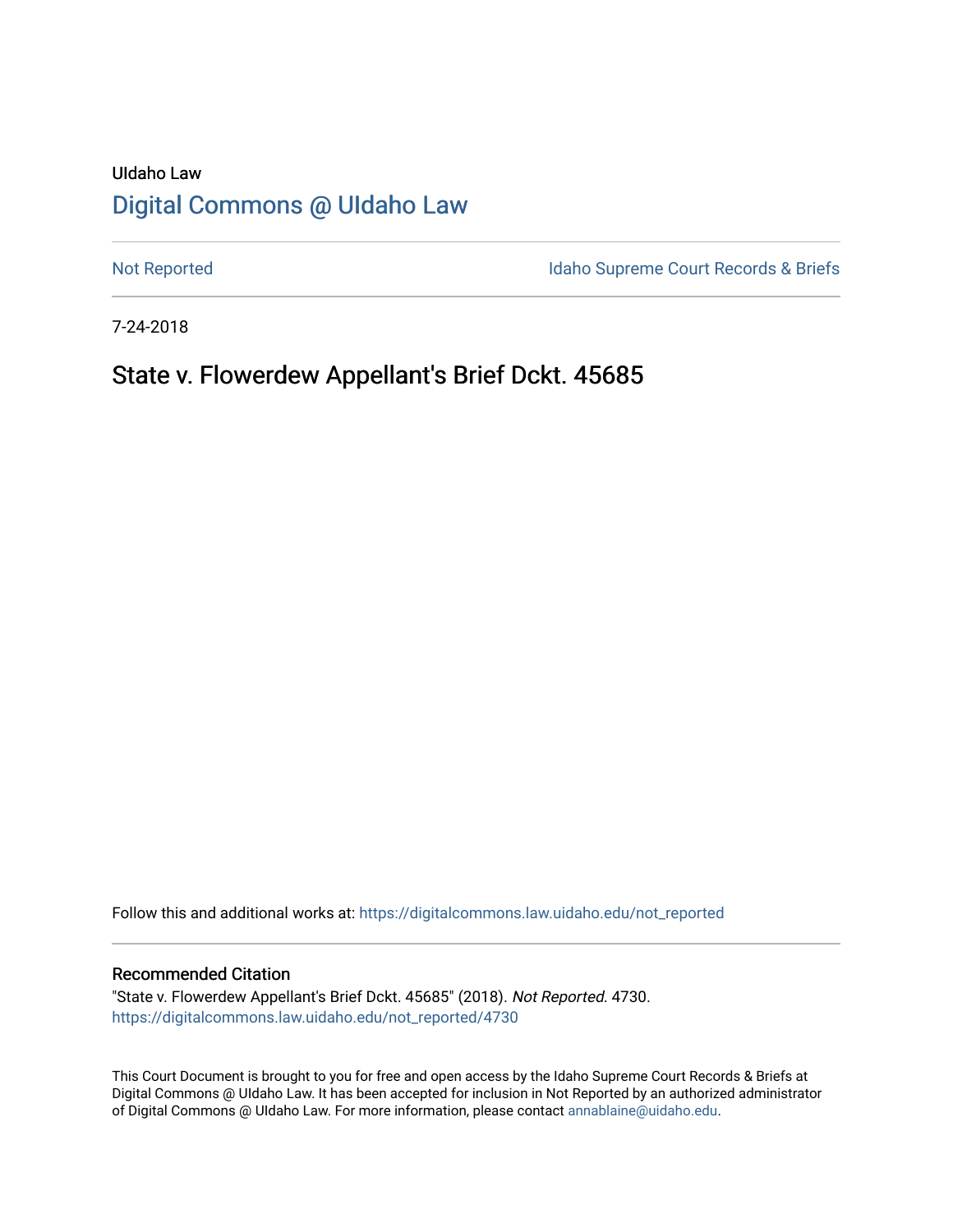UIdaho Law

# Digital Commons @ UIdaho Law

Not Reported

Idaho Supreme Court Records & Briefs

7-24-2018

## State v. Flowerdew Appellant's Brief Dckt. 45685

Follow this and additional works at: https://digitalcommons.law.uidaho.edu/not_reported

### Recommended Citation

"State v. Flowerdew Appellant's Brief Dckt. 45685" (2018). *Not Reported*. 4730.
https://digitalcommons.law.uidaho.edu/not_reported/4730

This Court Document is brought to you for free and open access by the Idaho Supreme Court Records & Briefs at Digital Commons @ UIdaho Law. It has been accepted for inclusion in Not Reported by an authorized administrator of Digital Commons @ UIdaho Law. For more information, please contact annablaine@uidaho.edu.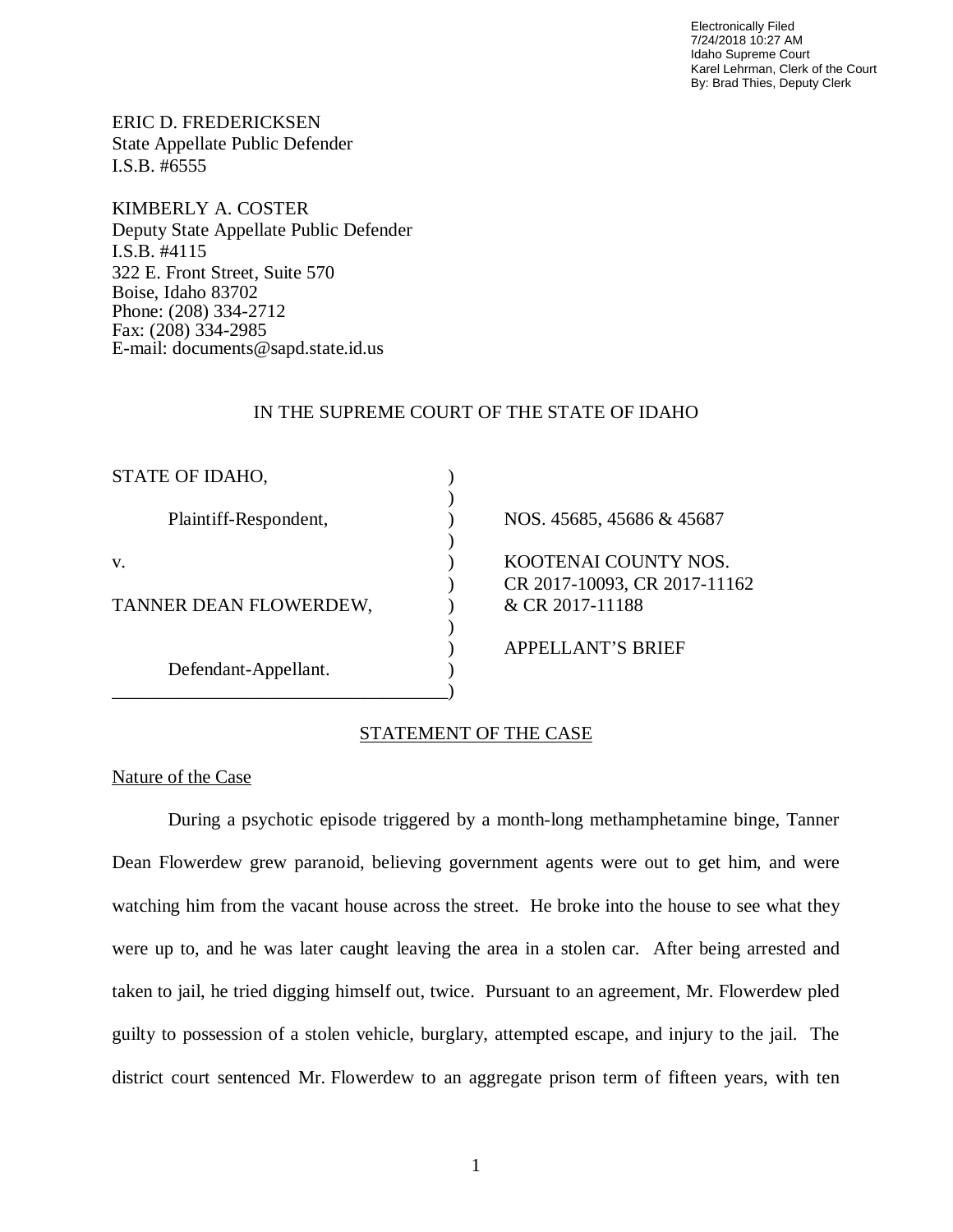Electronically Filed
7/24/2018 10:27 AM
Idaho Supreme Court
Karel Lehrman, Clerk of the Court
By: Brad Thies, Deputy Clerk

ERIC D. FREDERICKSEN
State Appellate Public Defender
I.S.B. #6555

KIMBERLY A. COSTER
Deputy State Appellate Public Defender
I.S.B. #4115
322 E. Front Street, Suite 570
Boise, Idaho 83702
Phone: (208) 334-2712
Fax: (208) 334-2985
E-mail: documents@sapd.state.id.us

IN THE SUPREME COURT OF THE STATE OF IDAHO

| | |
|---|---|
| STATE OF IDAHO, | |
| Plaintiff-Respondent, | NOS. 45685, 45686 & 45687 |
| v. | KOOTENAI COUNTY NOS. CR 2017-10093, CR 2017-11162 & CR 2017-11188 |
| TANNER DEAN FLOWERDEW, | |
| Defendant-Appellant. | APPELLANT'S BRIEF |

## STATEMENT OF THE CASE

### Nature of the Case

During a psychotic episode triggered by a month-long methamphetamine binge, Tanner Dean Flowerdew grew paranoid, believing government agents were out to get him, and were watching him from the vacant house across the street. He broke into the house to see what they were up to, and he was later caught leaving the area in a stolen car. After being arrested and taken to jail, he tried digging himself out, twice. Pursuant to an agreement, Mr. Flowerdew pled guilty to possession of a stolen vehicle, burglary, attempted escape, and injury to the jail. The district court sentenced Mr. Flowerdew to an aggregate prison term of fifteen years, with ten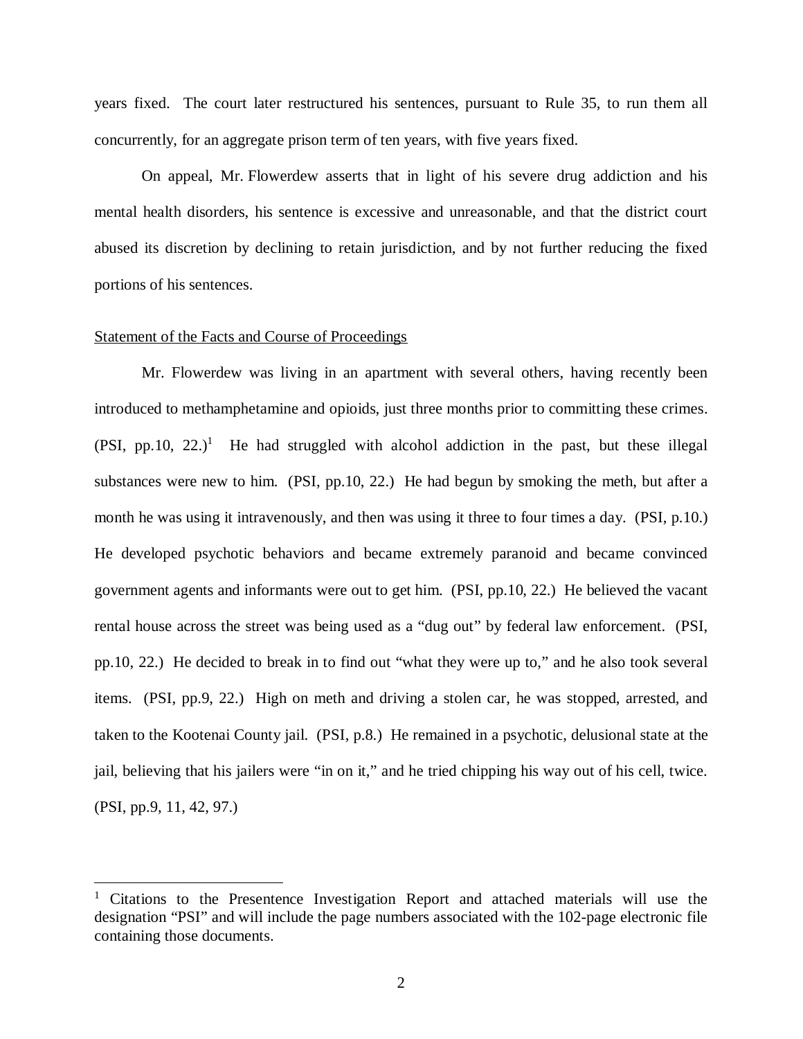years fixed. The court later restructured his sentences, pursuant to Rule 35, to run them all concurrently, for an aggregate prison term of ten years, with five years fixed.

On appeal, Mr. Flowerdew asserts that in light of his severe drug addiction and his mental health disorders, his sentence is excessive and unreasonable, and that the district court abused its discretion by declining to retain jurisdiction, and by not further reducing the fixed portions of his sentences.

## Statement of the Facts and Course of Proceedings

Mr. Flowerdew was living in an apartment with several others, having recently been introduced to methamphetamine and opioids, just three months prior to committing these crimes. (PSI, pp.10, 22.)[1] He had struggled with alcohol addiction in the past, but these illegal substances were new to him. (PSI, pp.10, 22.) He had begun by smoking the meth, but after a month he was using it intravenously, and then was using it three to four times a day. (PSI, p.10.) He developed psychotic behaviors and became extremely paranoid and became convinced government agents and informants were out to get him. (PSI, pp.10, 22.) He believed the vacant rental house across the street was being used as a "dug out" by federal law enforcement. (PSI, pp.10, 22.) He decided to break in to find out "what they were up to," and he also took several items. (PSI, pp.9, 22.) High on meth and driving a stolen car, he was stopped, arrested, and taken to the Kootenai County jail. (PSI, p.8.) He remained in a psychotic, delusional state at the jail, believing that his jailers were "in on it," and he tried chipping his way out of his cell, twice. (PSI, pp.9, 11, 42, 97.)

---

[1] Citations to the Presentence Investigation Report and attached materials will use the designation "PSI" and will include the page numbers associated with the 102-page electronic file containing those documents.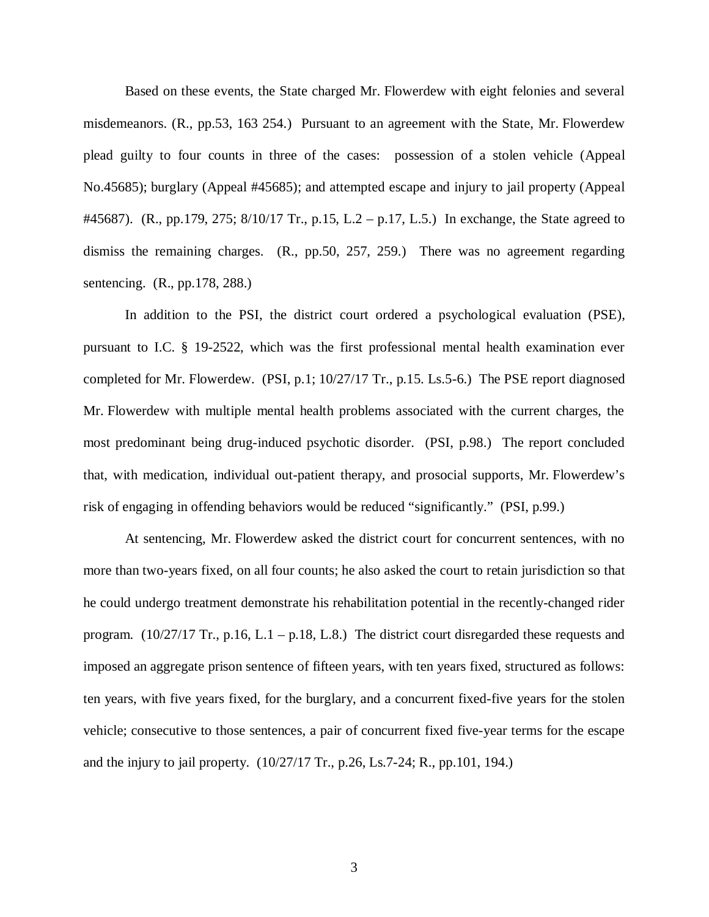Based on these events, the State charged Mr. Flowerdew with eight felonies and several misdemeanors. (R., pp.53, 163 254.) Pursuant to an agreement with the State, Mr. Flowerdew plead guilty to four counts in three of the cases: possession of a stolen vehicle (Appeal No.45685); burglary (Appeal #45685); and attempted escape and injury to jail property (Appeal #45687). (R., pp.179, 275; 8/10/17 Tr., p.15, L.2 – p.17, L.5.) In exchange, the State agreed to dismiss the remaining charges. (R., pp.50, 257, 259.) There was no agreement regarding sentencing. (R., pp.178, 288.)

In addition to the PSI, the district court ordered a psychological evaluation (PSE), pursuant to I.C. § 19-2522, which was the first professional mental health examination ever completed for Mr. Flowerdew. (PSI, p.1; 10/27/17 Tr., p.15. Ls.5-6.) The PSE report diagnosed Mr. Flowerdew with multiple mental health problems associated with the current charges, the most predominant being drug-induced psychotic disorder. (PSI, p.98.) The report concluded that, with medication, individual out-patient therapy, and prosocial supports, Mr. Flowerdew's risk of engaging in offending behaviors would be reduced "significantly." (PSI, p.99.)

At sentencing, Mr. Flowerdew asked the district court for concurrent sentences, with no more than two-years fixed, on all four counts; he also asked the court to retain jurisdiction so that he could undergo treatment demonstrate his rehabilitation potential in the recently-changed rider program. (10/27/17 Tr., p.16, L.1 – p.18, L.8.) The district court disregarded these requests and imposed an aggregate prison sentence of fifteen years, with ten years fixed, structured as follows: ten years, with five years fixed, for the burglary, and a concurrent fixed-five years for the stolen vehicle; consecutive to those sentences, a pair of concurrent fixed five-year terms for the escape and the injury to jail property. (10/27/17 Tr., p.26, Ls.7-24; R., pp.101, 194.)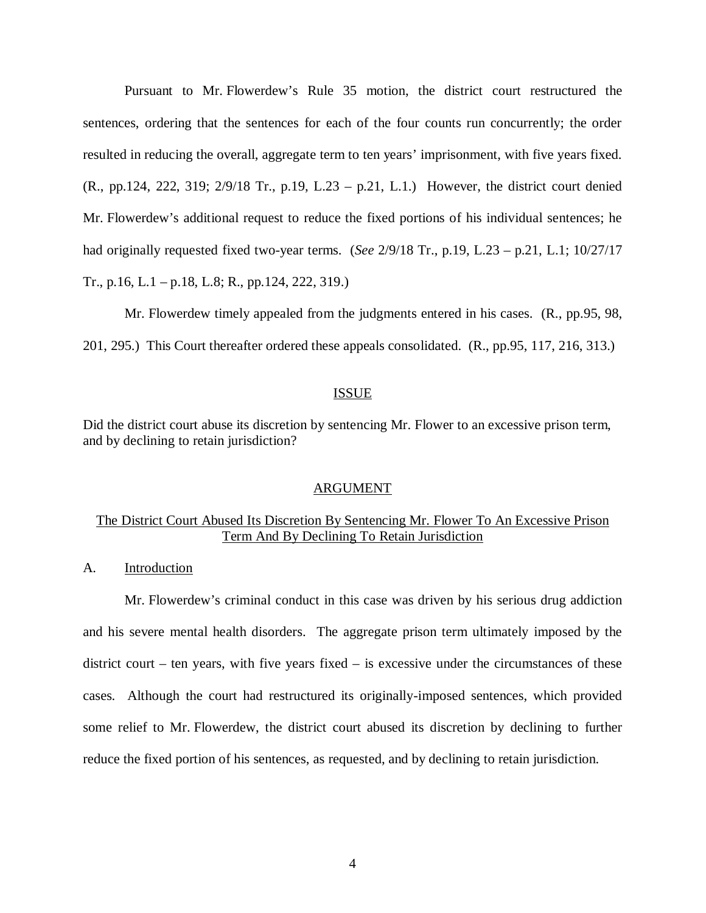Pursuant to Mr. Flowerdew's Rule 35 motion, the district court restructured the sentences, ordering that the sentences for each of the four counts run concurrently; the order resulted in reducing the overall, aggregate term to ten years' imprisonment, with five years fixed. (R., pp.124, 222, 319; 2/9/18 Tr., p.19, L.23 – p.21, L.1.) However, the district court denied Mr. Flowerdew's additional request to reduce the fixed portions of his individual sentences; he had originally requested fixed two-year terms. (*See* 2/9/18 Tr., p.19, L.23 – p.21, L.1; 10/27/17 Tr., p.16, L.1 – p.18, L.8; R., pp.124, 222, 319.)

Mr. Flowerdew timely appealed from the judgments entered in his cases. (R., pp.95, 98, 201, 295.) This Court thereafter ordered these appeals consolidated. (R., pp.95, 117, 216, 313.)

## ISSUE

Did the district court abuse its discretion by sentencing Mr. Flower to an excessive prison term, and by declining to retain jurisdiction?

## ARGUMENT

### The District Court Abused Its Discretion By Sentencing Mr. Flower To An Excessive Prison Term And By Declining To Retain Jurisdiction

#### A. Introduction

Mr. Flowerdew's criminal conduct in this case was driven by his serious drug addiction and his severe mental health disorders. The aggregate prison term ultimately imposed by the district court – ten years, with five years fixed – is excessive under the circumstances of these cases. Although the court had restructured its originally-imposed sentences, which provided some relief to Mr. Flowerdew, the district court abused its discretion by declining to further reduce the fixed portion of his sentences, as requested, and by declining to retain jurisdiction.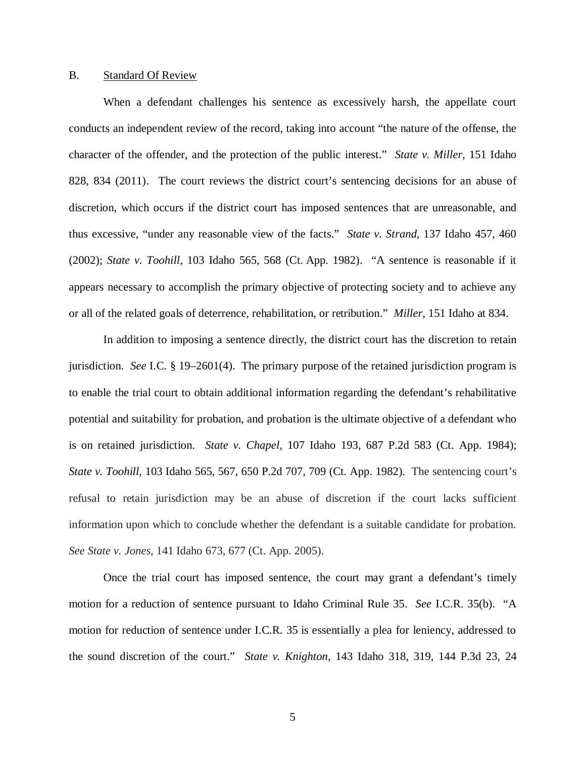B. Standard Of Review

When a defendant challenges his sentence as excessively harsh, the appellate court conducts an independent review of the record, taking into account "the nature of the offense, the character of the offender, and the protection of the public interest." *State v. Miller*, 151 Idaho 828, 834 (2011). The court reviews the district court's sentencing decisions for an abuse of discretion, which occurs if the district court has imposed sentences that are unreasonable, and thus excessive, "under any reasonable view of the facts." *State v. Strand*, 137 Idaho 457, 460 (2002); *State v. Toohill*, 103 Idaho 565, 568 (Ct. App. 1982). "A sentence is reasonable if it appears necessary to accomplish the primary objective of protecting society and to achieve any or all of the related goals of deterrence, rehabilitation, or retribution." *Miller*, 151 Idaho at 834.

In addition to imposing a sentence directly, the district court has the discretion to retain jurisdiction. *See* I.C. § 19–2601(4). The primary purpose of the retained jurisdiction program is to enable the trial court to obtain additional information regarding the defendant's rehabilitative potential and suitability for probation, and probation is the ultimate objective of a defendant who is on retained jurisdiction. *State v. Chapel*, 107 Idaho 193, 687 P.2d 583 (Ct. App. 1984); *State v. Toohill*, 103 Idaho 565, 567, 650 P.2d 707, 709 (Ct. App. 1982). The sentencing court's refusal to retain jurisdiction may be an abuse of discretion if the court lacks sufficient information upon which to conclude whether the defendant is a suitable candidate for probation. *See State v. Jones*, 141 Idaho 673, 677 (Ct. App. 2005).

Once the trial court has imposed sentence, the court may grant a defendant's timely motion for a reduction of sentence pursuant to Idaho Criminal Rule 35. *See* I.C.R. 35(b). "A motion for reduction of sentence under I.C.R. 35 is essentially a plea for leniency, addressed to the sound discretion of the court." *State v. Knighton*, 143 Idaho 318, 319, 144 P.3d 23, 24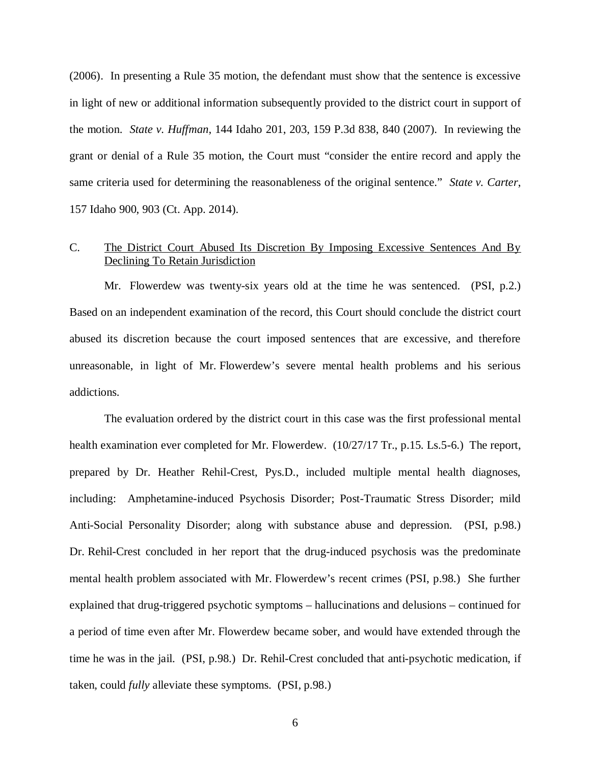(2006). In presenting a Rule 35 motion, the defendant must show that the sentence is excessive in light of new or additional information subsequently provided to the district court in support of the motion. *State v. Huffman*, 144 Idaho 201, 203, 159 P.3d 838, 840 (2007). In reviewing the grant or denial of a Rule 35 motion, the Court must "consider the entire record and apply the same criteria used for determining the reasonableness of the original sentence." *State v. Carter*, 157 Idaho 900, 903 (Ct. App. 2014).

C. The District Court Abused Its Discretion By Imposing Excessive Sentences And By Declining To Retain Jurisdiction

Mr. Flowerdew was twenty-six years old at the time he was sentenced. (PSI, p.2.) Based on an independent examination of the record, this Court should conclude the district court abused its discretion because the court imposed sentences that are excessive, and therefore unreasonable, in light of Mr. Flowerdew's severe mental health problems and his serious addictions.

The evaluation ordered by the district court in this case was the first professional mental health examination ever completed for Mr. Flowerdew. (10/27/17 Tr., p.15. Ls.5-6.) The report, prepared by Dr. Heather Rehil-Crest, Pys.D., included multiple mental health diagnoses, including: Amphetamine-induced Psychosis Disorder; Post-Traumatic Stress Disorder; mild Anti-Social Personality Disorder; along with substance abuse and depression. (PSI, p.98.) Dr. Rehil-Crest concluded in her report that the drug-induced psychosis was the predominate mental health problem associated with Mr. Flowerdew's recent crimes (PSI, p.98.) She further explained that drug-triggered psychotic symptoms – hallucinations and delusions – continued for a period of time even after Mr. Flowerdew became sober, and would have extended through the time he was in the jail. (PSI, p.98.) Dr. Rehil-Crest concluded that anti-psychotic medication, if taken, could *fully* alleviate these symptoms. (PSI, p.98.)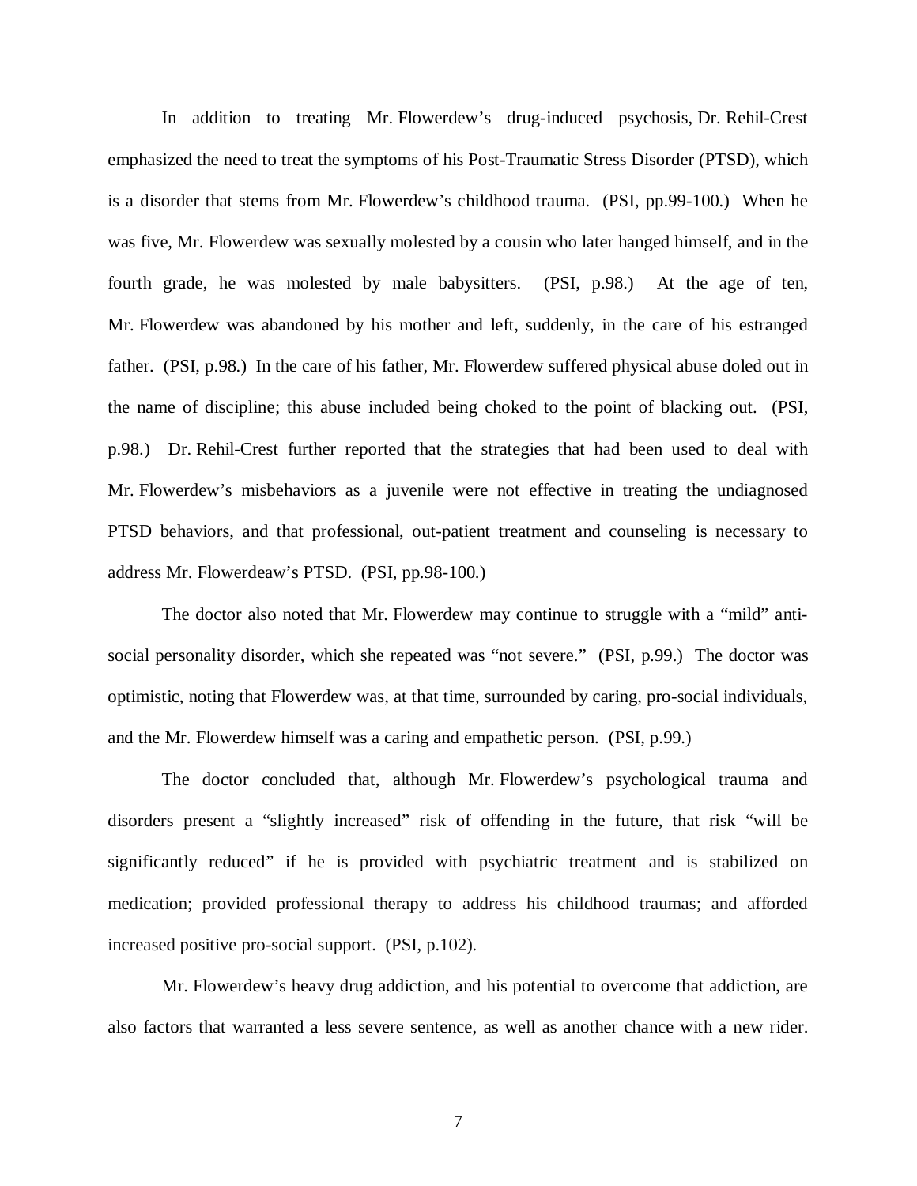In addition to treating Mr. Flowerdew's drug-induced psychosis, Dr. Rehil-Crest emphasized the need to treat the symptoms of his Post-Traumatic Stress Disorder (PTSD), which is a disorder that stems from Mr. Flowerdew's childhood trauma. (PSI, pp.99-100.) When he was five, Mr. Flowerdew was sexually molested by a cousin who later hanged himself, and in the fourth grade, he was molested by male babysitters. (PSI, p.98.) At the age of ten, Mr. Flowerdew was abandoned by his mother and left, suddenly, in the care of his estranged father. (PSI, p.98.) In the care of his father, Mr. Flowerdew suffered physical abuse doled out in the name of discipline; this abuse included being choked to the point of blacking out. (PSI, p.98.) Dr. Rehil-Crest further reported that the strategies that had been used to deal with Mr. Flowerdew's misbehaviors as a juvenile were not effective in treating the undiagnosed PTSD behaviors, and that professional, out-patient treatment and counseling is necessary to address Mr. Flowerdeaw's PTSD. (PSI, pp.98-100.)

The doctor also noted that Mr. Flowerdew may continue to struggle with a "mild" anti-social personality disorder, which she repeated was "not severe." (PSI, p.99.) The doctor was optimistic, noting that Flowerdew was, at that time, surrounded by caring, pro-social individuals, and the Mr. Flowerdew himself was a caring and empathetic person. (PSI, p.99.)

The doctor concluded that, although Mr. Flowerdew's psychological trauma and disorders present a "slightly increased" risk of offending in the future, that risk "will be significantly reduced" if he is provided with psychiatric treatment and is stabilized on medication; provided professional therapy to address his childhood traumas; and afforded increased positive pro-social support. (PSI, p.102).

Mr. Flowerdew's heavy drug addiction, and his potential to overcome that addiction, are also factors that warranted a less severe sentence, as well as another chance with a new rider.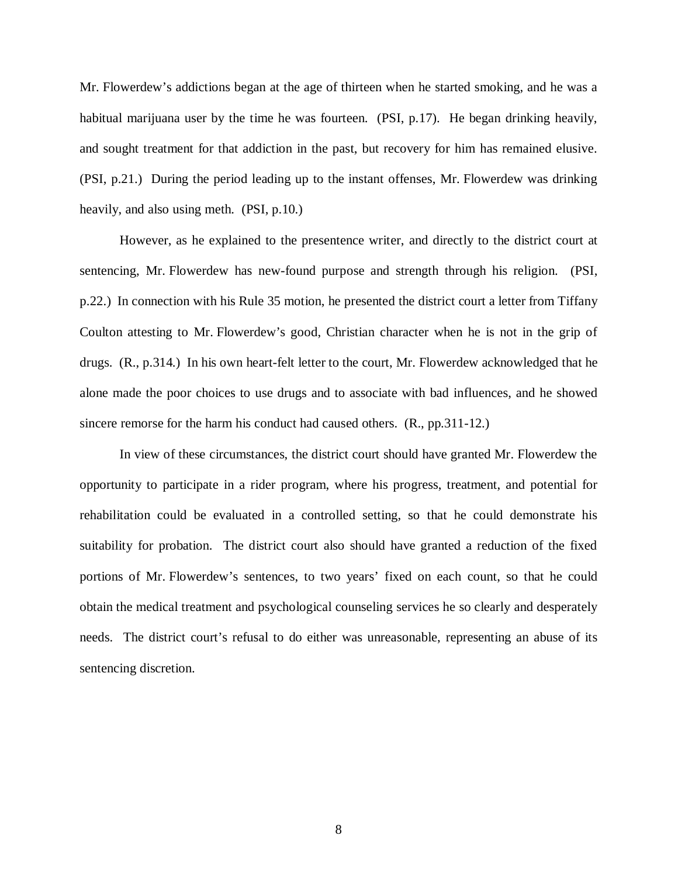Mr. Flowerdew's addictions began at the age of thirteen when he started smoking, and he was a habitual marijuana user by the time he was fourteen. (PSI, p.17). He began drinking heavily, and sought treatment for that addiction in the past, but recovery for him has remained elusive. (PSI, p.21.) During the period leading up to the instant offenses, Mr. Flowerdew was drinking heavily, and also using meth. (PSI, p.10.)

However, as he explained to the presentence writer, and directly to the district court at sentencing, Mr. Flowerdew has new-found purpose and strength through his religion. (PSI, p.22.) In connection with his Rule 35 motion, he presented the district court a letter from Tiffany Coulton attesting to Mr. Flowerdew's good, Christian character when he is not in the grip of drugs. (R., p.314.) In his own heart-felt letter to the court, Mr. Flowerdew acknowledged that he alone made the poor choices to use drugs and to associate with bad influences, and he showed sincere remorse for the harm his conduct had caused others. (R., pp.311-12.)

In view of these circumstances, the district court should have granted Mr. Flowerdew the opportunity to participate in a rider program, where his progress, treatment, and potential for rehabilitation could be evaluated in a controlled setting, so that he could demonstrate his suitability for probation. The district court also should have granted a reduction of the fixed portions of Mr. Flowerdew's sentences, to two years' fixed on each count, so that he could obtain the medical treatment and psychological counseling services he so clearly and desperately needs. The district court's refusal to do either was unreasonable, representing an abuse of its sentencing discretion.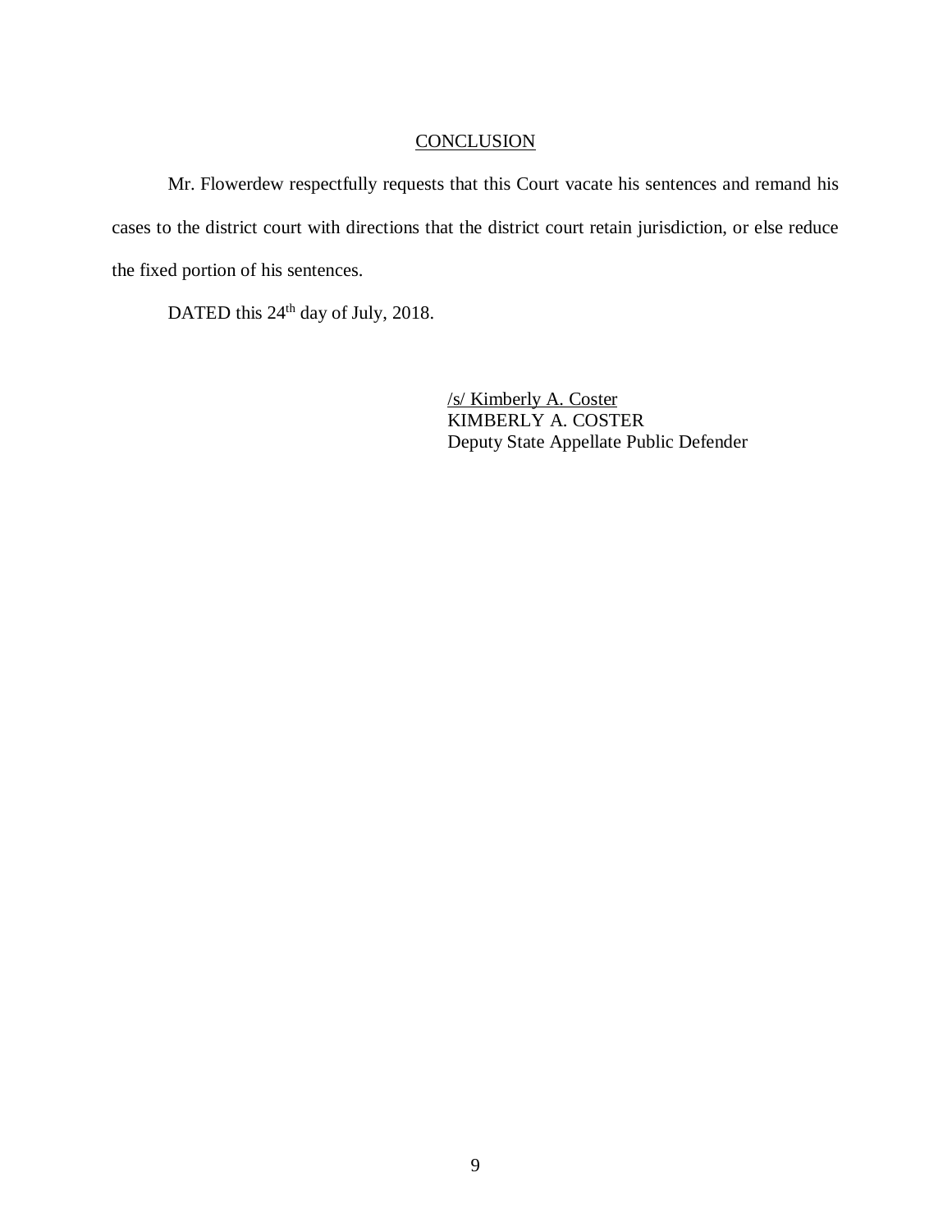## CONCLUSION

Mr. Flowerdew respectfully requests that this Court vacate his sentences and remand his cases to the district court with directions that the district court retain jurisdiction, or else reduce the fixed portion of his sentences.

DATED this 24th day of July, 2018.

/s/ Kimberly A. Coster  
KIMBERLY A. COSTER  
Deputy State Appellate Public Defender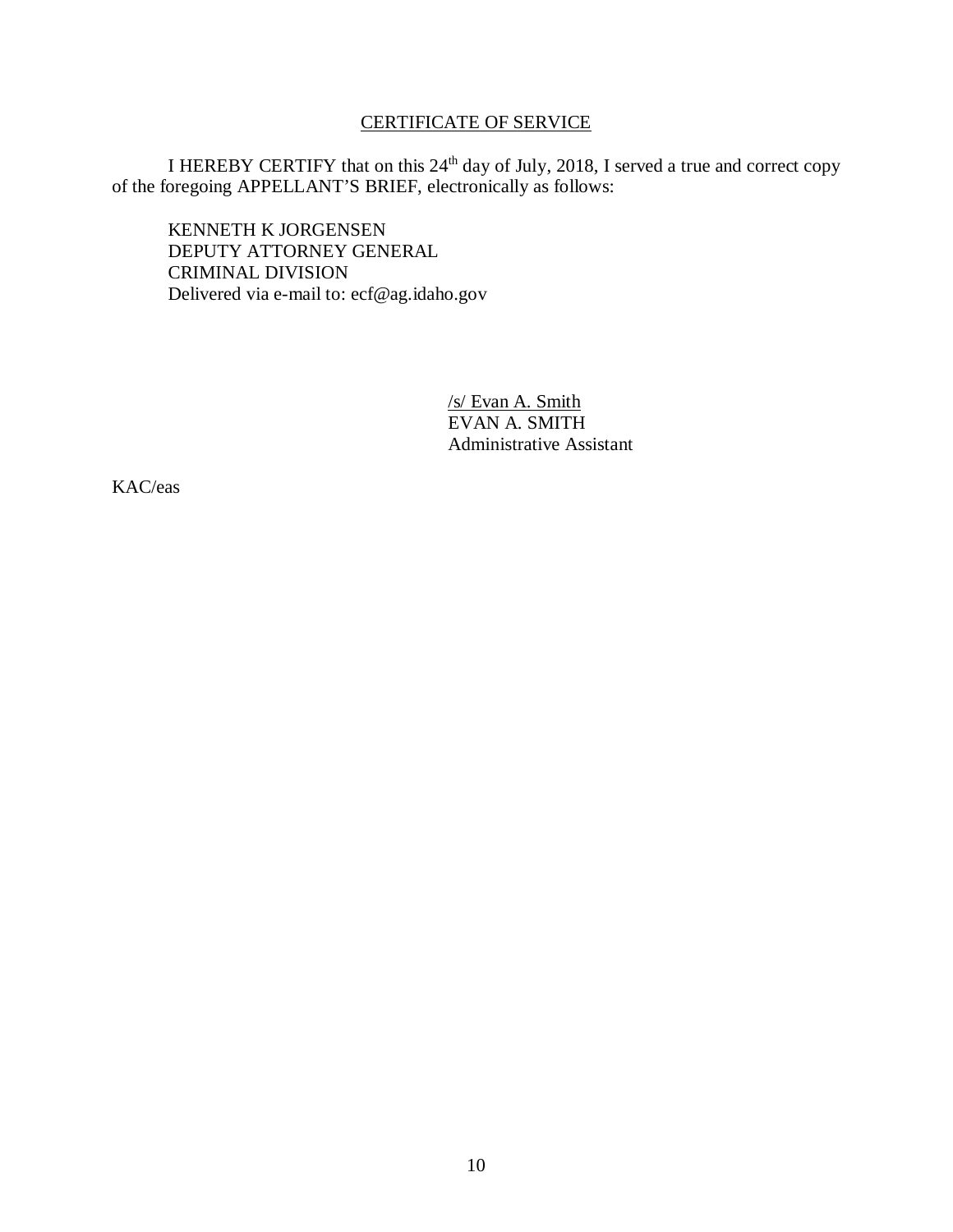## CERTIFICATE OF SERVICE

I HEREBY CERTIFY that on this 24th day of July, 2018, I served a true and correct copy of the foregoing APPELLANT'S BRIEF, electronically as follows:

KENNETH K JORGENSEN
DEPUTY ATTORNEY GENERAL
CRIMINAL DIVISION
Delivered via e-mail to: ecf@ag.idaho.gov

/s/ Evan A. Smith
EVAN A. SMITH
Administrative Assistant

KAC/eas